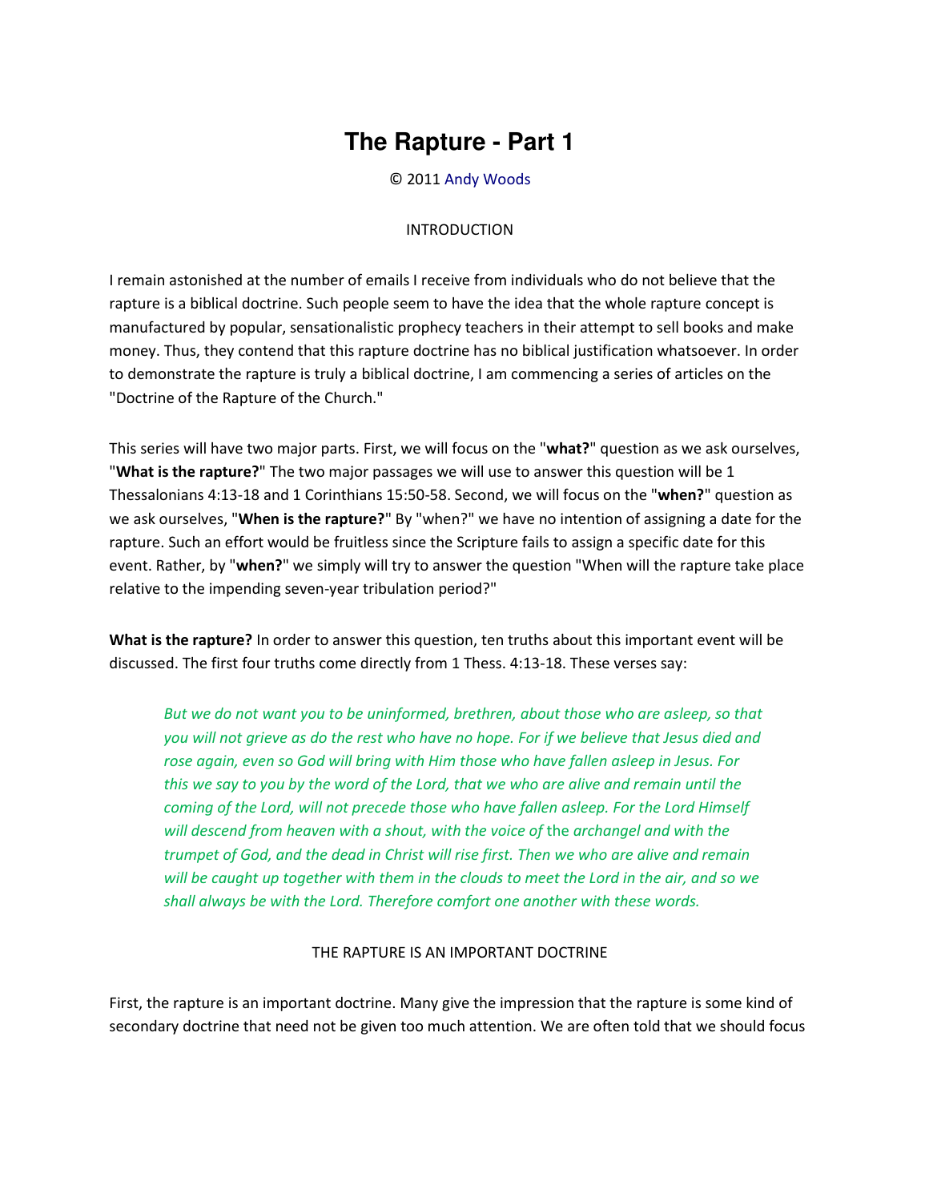# The Rapture - Part 1

© 2011 Andy Woods

## INTRODUCTION

I remain astonished at the number of emails I receive from individuals who do not believe that the rapture is a biblical doctrine. Such people seem to have the idea that the whole rapture concept is manufactured by popular, sensationalistic prophecy teachers in their attempt to sell books and make money. Thus, they contend that this rapture doctrine has no biblical justification whatsoever. In order to demonstrate the rapture is truly a biblical doctrine, I am commencing a series of articles on the "Doctrine of the Rapture of the Church."

This series will have two major parts. First, we will focus on the "**what?**" question as we ask ourselves, "**What is the rapture?**" The two major passages we will use to answer this question will be 1 Thessalonians 4:13-18 and 1 Corinthians 15:50-58. Second, we will focus on the "**when?**" question as we ask ourselves, "**When is the rapture?**" By "when?" we have no intention of assigning a date for the rapture. Such an effort would be fruitless since the Scripture fails to assign a specific date for this event. Rather, by "**when?**" we simply will try to answer the question "When will the rapture take place relative to the impending seven-year tribulation period?"

**What is the rapture?** In order to answer this question, ten truths about this important event will be discussed. The first four truths come directly from 1 Thess. 4:13-18. These verses say:

> *But we do not want you to be uninformed, brethren, about those who are asleep, so that you will not grieve as do the rest who have no hope. For if we believe that Jesus died and rose again, even so God will bring with Him those who have fallen asleep in Jesus. For this we say to you by the word of the Lord, that we who are alive and remain until the coming of the Lord, will not precede those who have fallen asleep. For the Lord Himself will descend from heaven with a shout, with the voice of* the *archangel and with the trumpet of God, and the dead in Christ will rise first. Then we who are alive and remain will be caught up together with them in the clouds to meet the Lord in the air, and so we shall always be with the Lord. Therefore comfort one another with these words.*

## THE RAPTURE IS AN IMPORTANT DOCTRINE

First, the rapture is an important doctrine. Many give the impression that the rapture is some kind of secondary doctrine that need not be given too much attention. We are often told that we should focus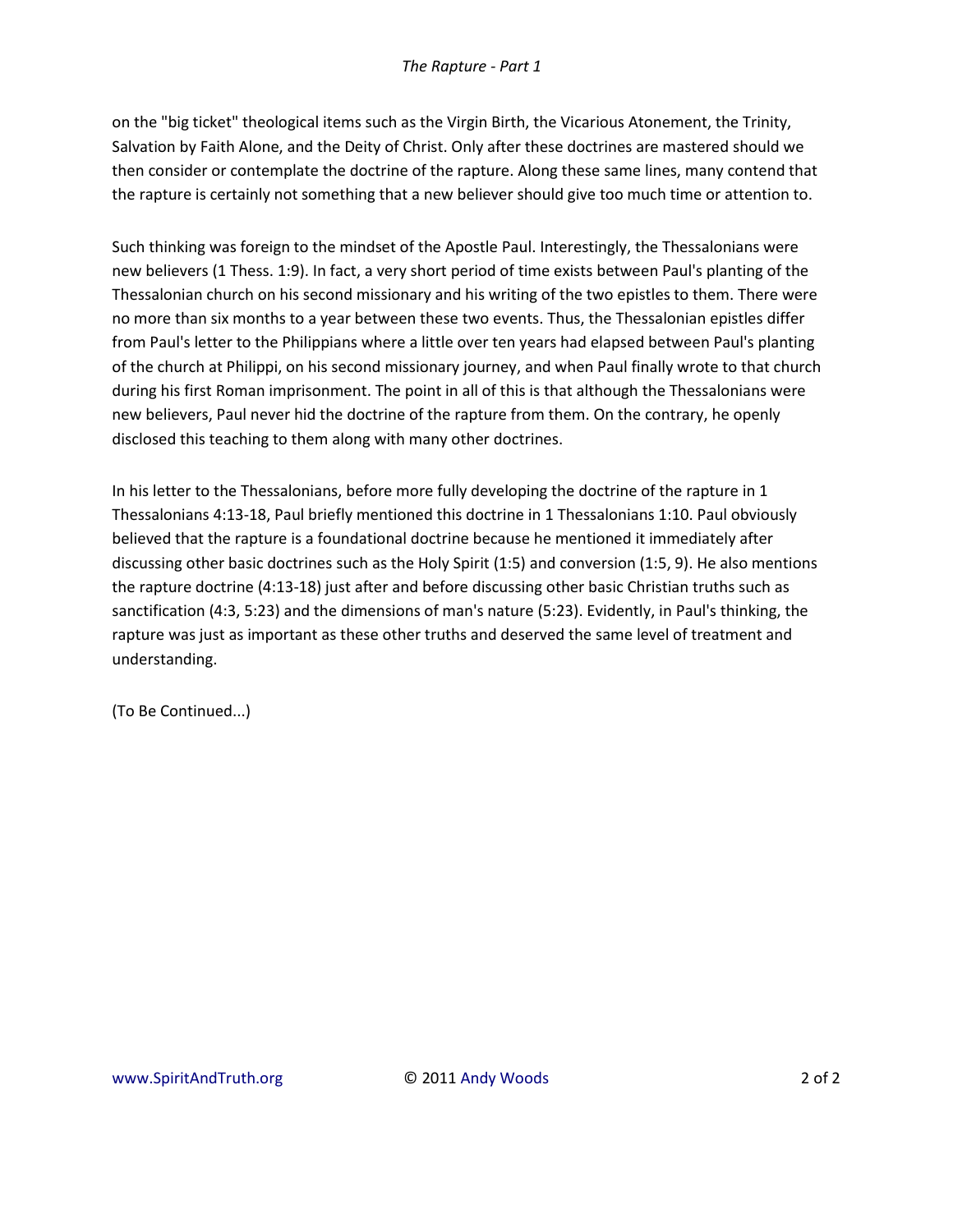on the "big ticket" theological items such as the Virgin Birth, the Vicarious Atonement, the Trinity, Salvation by Faith Alone, and the Deity of Christ. Only after these doctrines are mastered should we then consider or contemplate the doctrine of the rapture. Along these same lines, many contend that the rapture is certainly not something that a new believer should give too much time or attention to.

Such thinking was foreign to the mindset of the Apostle Paul. Interestingly, the Thessalonians were new believers (1 Thess. 1:9). In fact, a very short period of time exists between Paul's planting of the Thessalonian church on his second missionary and his writing of the two epistles to them. There were no more than six months to a year between these two events. Thus, the Thessalonian epistles differ from Paul's letter to the Philippians where a little over ten years had elapsed between Paul's planting of the church at Philippi, on his second missionary journey, and when Paul finally wrote to that church during his first Roman imprisonment. The point in all of this is that although the Thessalonians were new believers, Paul never hid the doctrine of the rapture from them. On the contrary, he openly disclosed this teaching to them along with many other doctrines.

In his letter to the Thessalonians, before more fully developing the doctrine of the rapture in 1 Thessalonians 4:13-18, Paul briefly mentioned this doctrine in 1 Thessalonians 1:10. Paul obviously believed that the rapture is a foundational doctrine because he mentioned it immediately after discussing other basic doctrines such as the Holy Spirit (1:5) and conversion (1:5, 9). He also mentions the rapture doctrine (4:13-18) just after and before discussing other basic Christian truths such as sanctification (4:3, 5:23) and the dimensions of man's nature (5:23). Evidently, in Paul's thinking, the rapture was just as important as these other truths and deserved the same level of treatment and understanding.

(To Be Continued...)